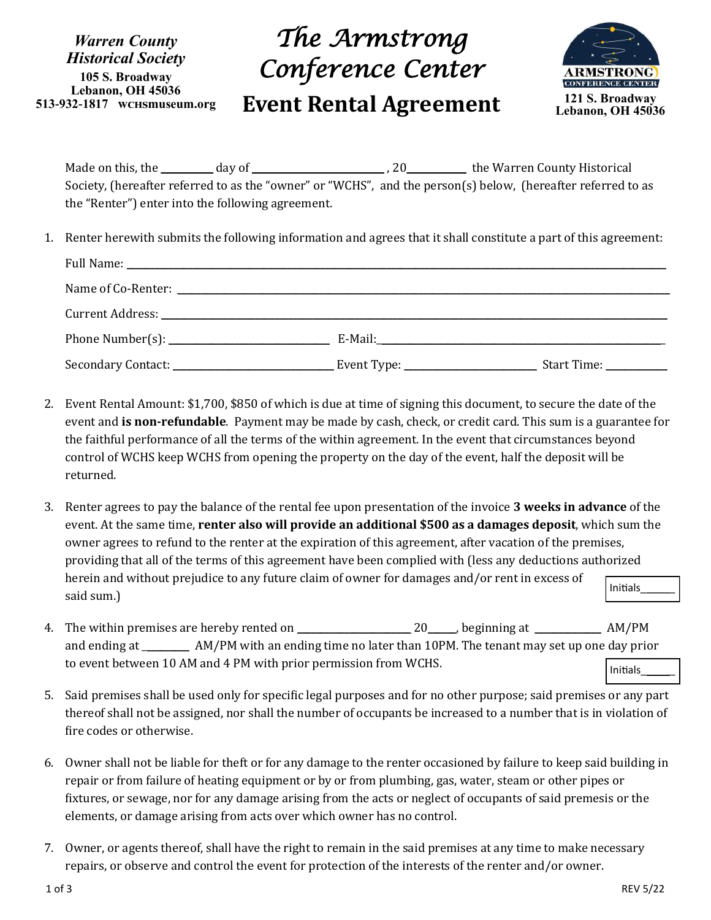**Warren County Historical Society**
105 S. Broadway
Lebanon, OH 45036
513-932-1817 WCHSmuseum.org

# The Armstrong Conference Center

## Event Rental Agreement

121 S. Broadway
Lebanon, OH 45036

Made on this, the ________ day of ______________________ , 20__________ the Warren County Historical Society, (hereafter referred to as the "owner" or "WCHS", and the person(s) below, (hereafter referred to as the "Renter") enter into the following agreement.

1. Renter herewith submits the following information and agrees that it shall constitute a part of this agreement:

   Full Name: ________________________________________________

   Name of Co-Renter: ________________________________________________

   Current Address: ________________________________________________

   Phone Number(s): ____________________________ E-Mail:____________________________

   Secondary Contact: ____________________________ Event Type: ______________________ Start Time: __________

2. Event Rental Amount: $1,700, $850 of which is due at time of signing this document, to secure the date of the event and **is non-refundable**. Payment may be made by cash, check, or credit card. This sum is a guarantee for the faithful performance of all the terms of the within agreement. In the event that circumstances beyond control of WCHS keep WCHS from opening the property on the day of the event, half the deposit will be returned.

3. Renter agrees to pay the balance of the rental fee upon presentation of the invoice **3 weeks in advance** of the event. At the same time, **renter also will provide an additional $500 as a damages deposit**, which sum the owner agrees to refund to the renter at the expiration of this agreement, after vacation of the premises, providing that all of the terms of this agreement have been complied with (less any deductions authorized herein and without prejudice to any future claim of owner for damages and/or rent in excess of said sum.)

   Initials______

4. The within premises are hereby rented on ____________________ 20_____, beginning at ____________ AM/PM and ending at _________ AM/PM with an ending time no later than 10PM. The tenant may set up one day prior to event between 10 AM and 4 PM with prior permission from WCHS.

   Initials______

5. Said premises shall be used only for specific legal purposes and for no other purpose; said premises or any part thereof shall not be assigned, nor shall the number of occupants be increased to a number that is in violation of fire codes or otherwise.

6. Owner shall not be liable for theft or for any damage to the renter occasioned by failure to keep said building in repair or from failure of heating equipment or by or from plumbing, gas, water, steam or other pipes or fixtures, or sewage, nor for any damage arising from the acts or neglect of occupants of said premesis or the elements, or damage arising from acts over which owner has no control.

7. Owner, or agents thereof, shall have the right to remain in the said premises at any time to make necessary repairs, or observe and control the event for protection of the interests of the renter and/or owner.

REV 5/22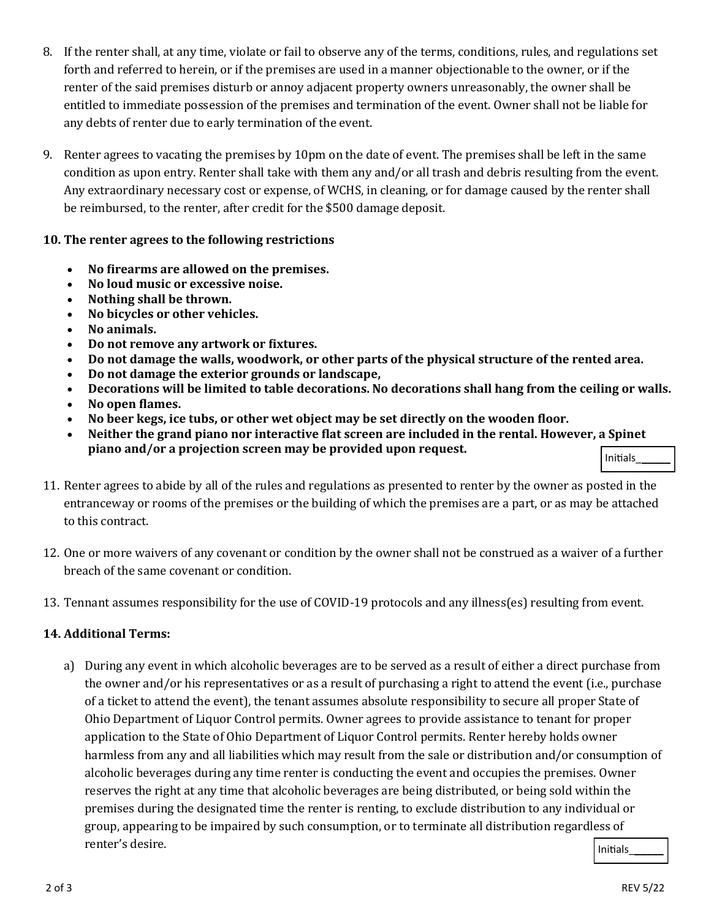8. If the renter shall, at any time, violate or fail to observe any of the terms, conditions, rules, and regulations set forth and referred to herein, or if the premises are used in a manner objectionable to the owner, or if the renter of the said premises disturb or annoy adjacent property owners unreasonably, the owner shall be entitled to immediate possession of the premises and termination of the event. Owner shall not be liable for any debts of renter due to early termination of the event.

9. Renter agrees to vacating the premises by 10pm on the date of event. The premises shall be left in the same condition as upon entry. Renter shall take with them any and/or all trash and debris resulting from the event. Any extraordinary necessary cost or expense, of WCHS, in cleaning, or for damage caused by the renter shall be reimbursed, to the renter, after credit for the $500 damage deposit.

**10. The renter agrees to the following restrictions**

- **No firearms are allowed on the premises.**
- **No loud music or excessive noise.**
- **Nothing shall be thrown.**
- **No bicycles or other vehicles.**
- **No animals.**
- **Do not remove any artwork or fixtures.**
- **Do not damage the walls, woodwork, or other parts of the physical structure of the rented area.**
- **Do not damage the exterior grounds or landscape,**
- **Decorations will be limited to table decorations. No decorations shall hang from the ceiling or walls.**
- **No open flames.**
- **No beer kegs, ice tubs, or other wet object may be set directly on the wooden floor.**
- **Neither the grand piano nor interactive flat screen are included in the rental. However, a Spinet piano and/or a projection screen may be provided upon request.**

Initials_______

11. Renter agrees to abide by all of the rules and regulations as presented to renter by the owner as posted in the entranceway or rooms of the premises or the building of which the premises are a part, or as may be attached to this contract.

12. One or more waivers of any covenant or condition by the owner shall not be construed as a waiver of a further breach of the same covenant or condition.

13. Tennant assumes responsibility for the use of COVID-19 protocols and any illness(es) resulting from event.

**14. Additional Terms:**

a) During any event in which alcoholic beverages are to be served as a result of either a direct purchase from the owner and/or his representatives or as a result of purchasing a right to attend the event (i.e., purchase of a ticket to attend the event), the tenant assumes absolute responsibility to secure all proper State of Ohio Department of Liquor Control permits. Owner agrees to provide assistance to tenant for proper application to the State of Ohio Department of Liquor Control permits. Renter hereby holds owner harmless from any and all liabilities which may result from the sale or distribution and/or consumption of alcoholic beverages during any time renter is conducting the event and occupies the premises. Owner reserves the right at any time that alcoholic beverages are being distributed, or being sold within the premises during the designated time the renter is renting, to exclude distribution to any individual or group, appearing to be impaired by such consumption, or to terminate all distribution regardless of renter's desire.

Initials_______

REV 5/22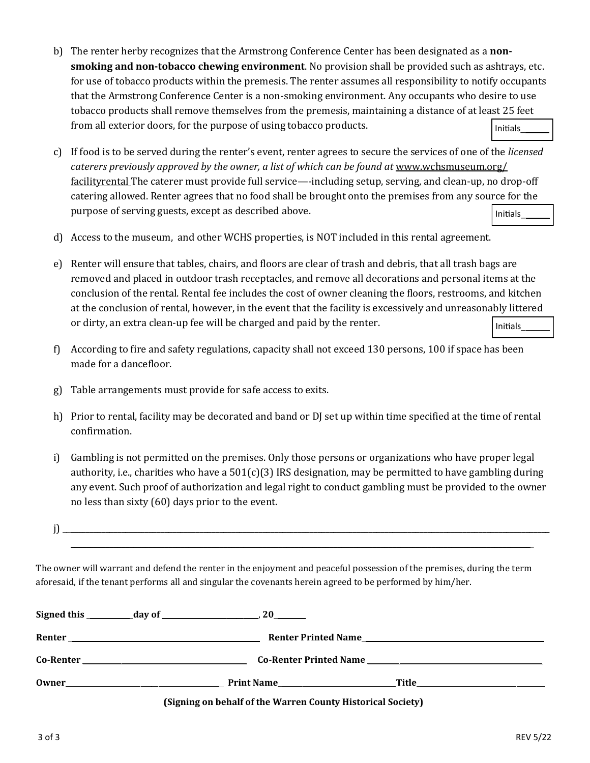b) The renter herby recognizes that the Armstrong Conference Center has been designated as a **non-smoking and non-tobacco chewing environment**. No provision shall be provided such as ashtrays, etc. for use of tobacco products within the premesis. The renter assumes all responsibility to notify occupants that the Armstrong Conference Center is a non-smoking environment. Any occupants who desire to use tobacco products shall remove themselves from the premesis, maintaining a distance of at least 25 feet from all exterior doors, for the purpose of using tobacco products. Initials______

c) If food is to be served during the renter's event, renter agrees to secure the services of one of the *licensed caterers previously approved by the owner, a list of which can be found at* www.wchsmuseum.org/facilityrental The caterer must provide full service—-including setup, serving, and clean-up, no drop-off catering allowed. Renter agrees that no food shall be brought onto the premises from any source for the purpose of serving guests, except as described above. Initials______

d) Access to the museum, and other WCHS properties, is NOT included in this rental agreement.

e) Renter will ensure that tables, chairs, and floors are clear of trash and debris, that all trash bags are removed and placed in outdoor trash receptacles, and remove all decorations and personal items at the conclusion of the rental. Rental fee includes the cost of owner cleaning the floors, restrooms, and kitchen at the conclusion of rental, however, in the event that the facility is excessively and unreasonably littered or dirty, an extra clean-up fee will be charged and paid by the renter. Initials______

f) According to fire and safety regulations, capacity shall not exceed 130 persons, 100 if space has been made for a dancefloor.

g) Table arrangements must provide for safe access to exits.

h) Prior to rental, facility may be decorated and band or DJ set up within time specified at the time of rental confirmation.

i) Gambling is not permitted on the premises. Only those persons or organizations who have proper legal authority, i.e., charities who have a 501(c)(3) IRS designation, may be permitted to have gambling during any event. Such proof of authorization and legal right to conduct gambling must be provided to the owner no less than sixty (60) days prior to the event.

j) ____________________________________________________________________________
____________________________________________________________________________

The owner will warrant and defend the renter in the enjoyment and peaceful possession of the premises, during the term aforesaid, if the tenant performs all and singular the covenants herein agreed to be performed by him/her.

**Signed this ____________day of _________________________, 20________**

**Renter** ______________________________ **Renter Printed Name**______________________________

**Co-Renter** ______________________________ **Co-Renter Printed Name** ______________________________

**Owner**______________________ **Print Name**______________________ **Title**______________________

**(Signing on behalf of the Warren County Historical Society)**

REV 5/22